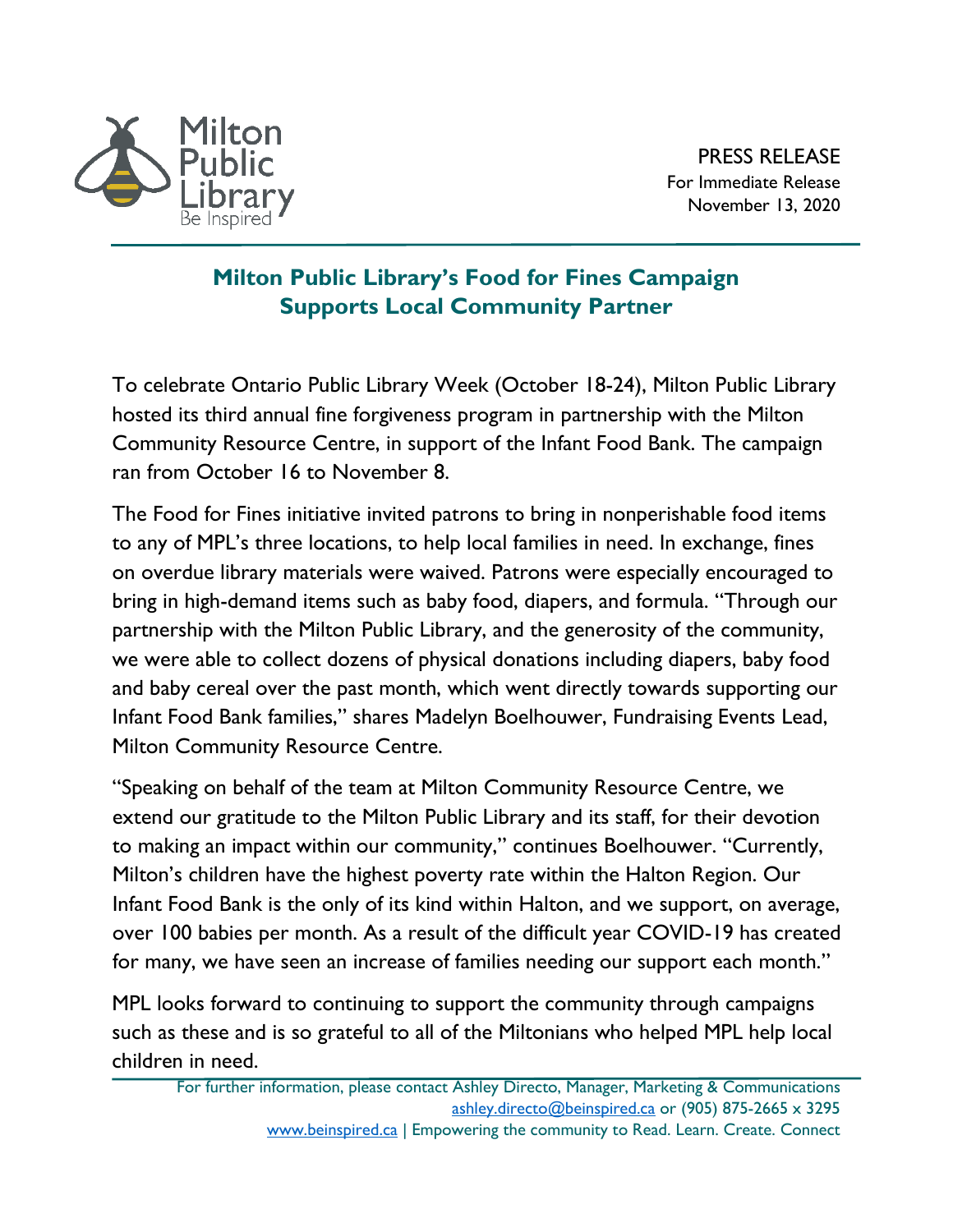Milton Public Library
Be Inspired

PRESS RELEASE
For Immediate Release
November 13, 2020

# Milton Public Library's Food for Fines Campaign Supports Local Community Partner

To celebrate Ontario Public Library Week (October 18-24), Milton Public Library hosted its third annual fine forgiveness program in partnership with the Milton Community Resource Centre, in support of the Infant Food Bank. The campaign ran from October 16 to November 8.

The Food for Fines initiative invited patrons to bring in nonperishable food items to any of MPL's three locations, to help local families in need. In exchange, fines on overdue library materials were waived. Patrons were especially encouraged to bring in high-demand items such as baby food, diapers, and formula. "Through our partnership with the Milton Public Library, and the generosity of the community, we were able to collect dozens of physical donations including diapers, baby food and baby cereal over the past month, which went directly towards supporting our Infant Food Bank families," shares Madelyn Boelhouwer, Fundraising Events Lead, Milton Community Resource Centre.

"Speaking on behalf of the team at Milton Community Resource Centre, we extend our gratitude to the Milton Public Library and its staff, for their devotion to making an impact within our community," continues Boelhouwer. "Currently, Milton's children have the highest poverty rate within the Halton Region. Our Infant Food Bank is the only of its kind within Halton, and we support, on average, over 100 babies per month. As a result of the difficult year COVID-19 has created for many, we have seen an increase of families needing our support each month."

MPL looks forward to continuing to support the community through campaigns such as these and is so grateful to all of the Miltonians who helped MPL help local children in need.

For further information, please contact Ashley Directo, Manager, Marketing & Communications
ashley.directo@beinspired.ca or (905) 875-2665 x 3295
www.beinspired.ca | Empowering the community to Read. Learn. Create. Connect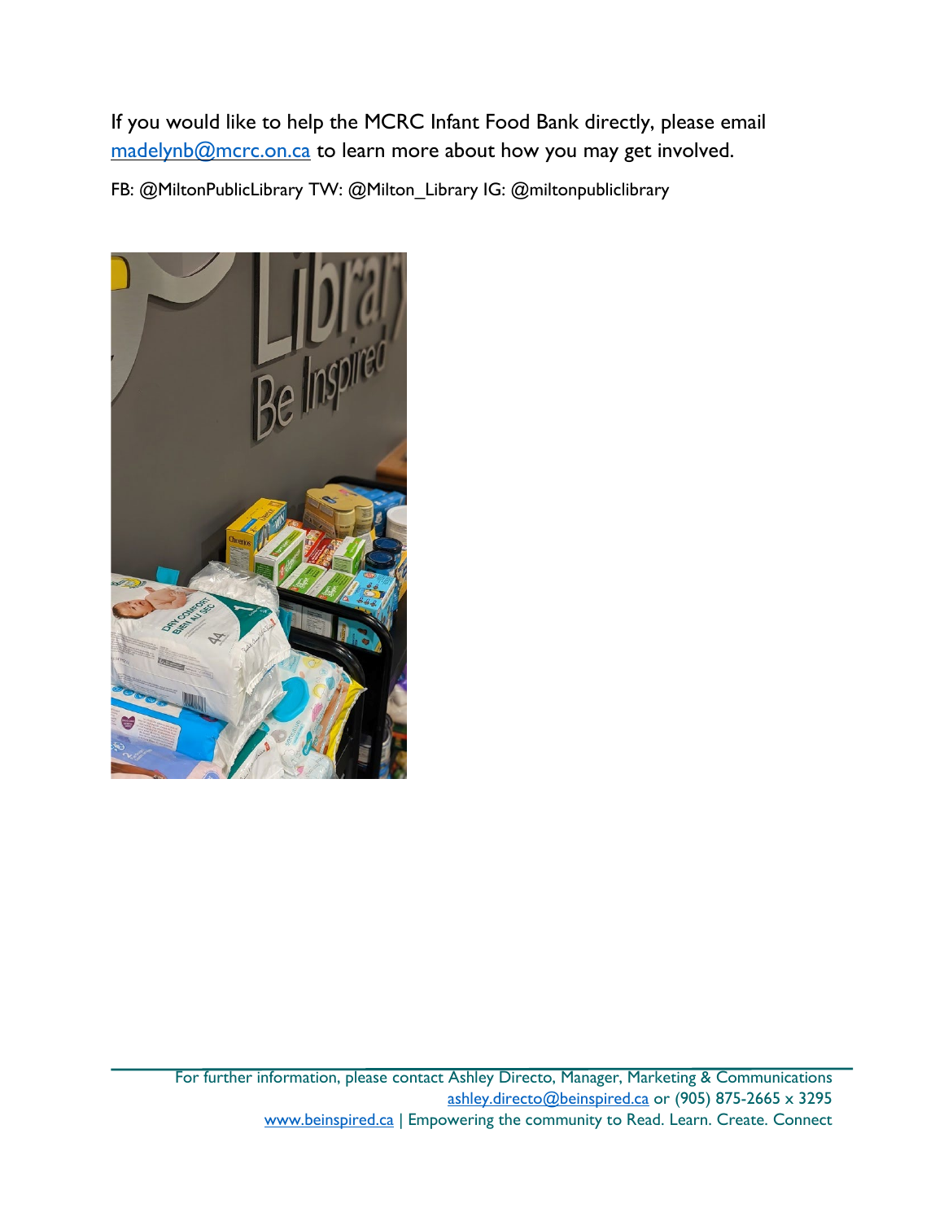If you would like to help the MCRC Infant Food Bank directly, please email madelynb@mcrc.on.ca to learn more about how you may get involved.

FB: @MiltonPublicLibrary TW: @Milton_Library IG: @miltonpubliclibrary

For further information, please contact Ashley Directo, Manager, Marketing & Communications
ashley.directo@beinspired.ca or (905) 875-2665 x 3295
www.beinspired.ca | Empowering the community to Read. Learn. Create. Connect